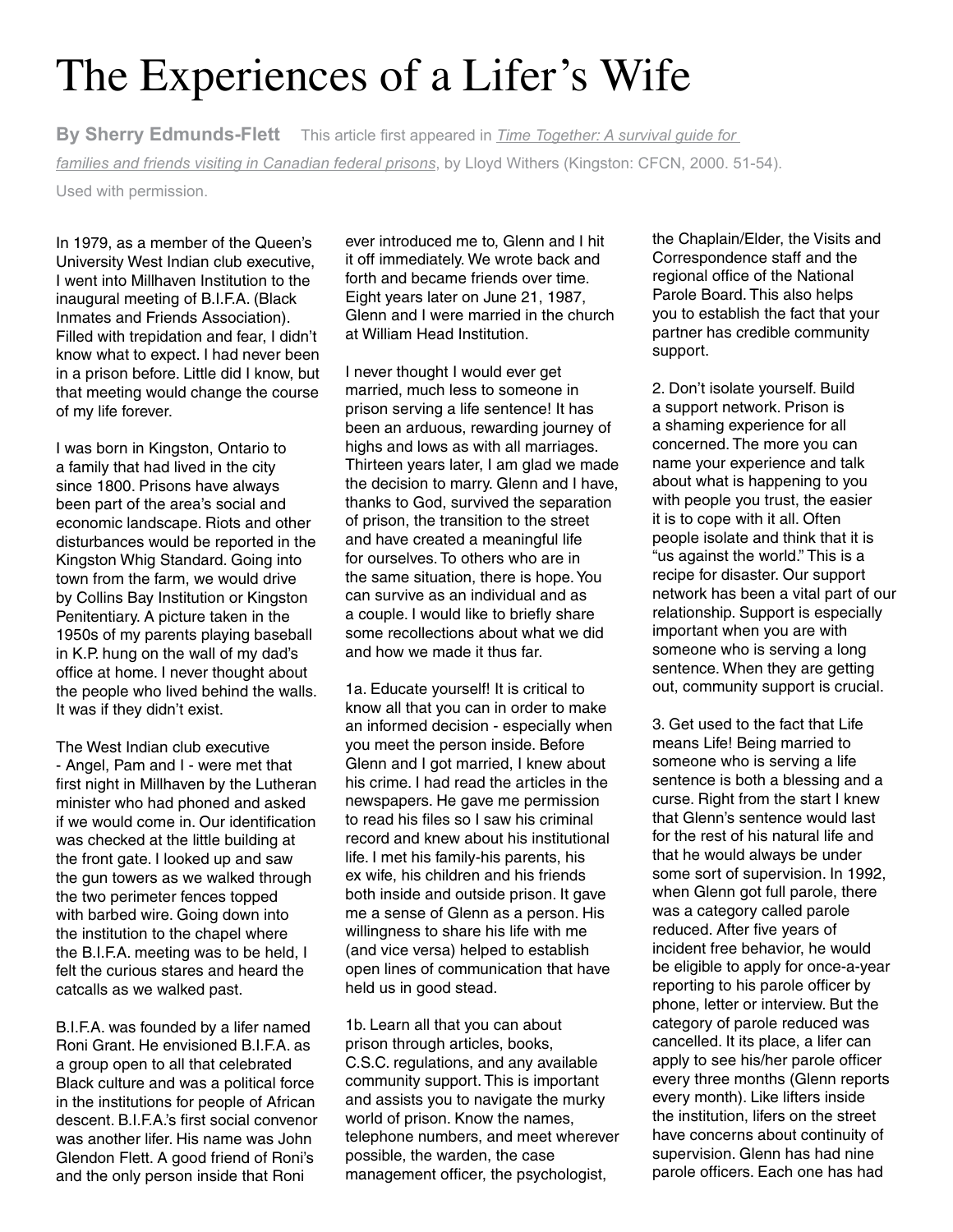# The Experiences of a Lifer's Wife

**By Sherry Edmunds-Flett** This article first appeared in *Time Together: A survival guide for families and friends visiting in Canadian federal prisons*, by Lloyd Withers (Kingston: CFCN, 2000. 51-54). Used with permission.

In 1979, as a member of the Queen's University West Indian club executive, I went into Millhaven Institution to the inaugural meeting of B.I.F.A. (Black Inmates and Friends Association). Filled with trepidation and fear, I didn't know what to expect. I had never been in a prison before. Little did I know, but that meeting would change the course of my life forever.

I was born in Kingston, Ontario to a family that had lived in the city since 1800. Prisons have always been part of the area's social and economic landscape. Riots and other disturbances would be reported in the Kingston Whig Standard. Going into town from the farm, we would drive by Collins Bay Institution or Kingston Penitentiary. A picture taken in the 1950s of my parents playing baseball in K.P. hung on the wall of my dad's office at home. I never thought about the people who lived behind the walls. It was if they didn't exist.

The West Indian club executive - Angel, Pam and I - were met that first night in Millhaven by the Lutheran minister who had phoned and asked if we would come in. Our identification was checked at the little building at the front gate. I looked up and saw the gun towers as we walked through the two perimeter fences topped with barbed wire. Going down into the institution to the chapel where the B.I.F.A. meeting was to be held, I felt the curious stares and heard the catcalls as we walked past.

B.I.F.A. was founded by a lifer named Roni Grant. He envisioned B.I.F.A. as a group open to all that celebrated Black culture and was a political force in the institutions for people of African descent. B.I.F.A.'s first social convenor was another lifer. His name was John Glendon Flett. A good friend of Roni's and the only person inside that Roni ever introduced me to, Glenn and I hit it off immediately. We wrote back and forth and became friends over time. Eight years later on June 21, 1987, Glenn and I were married in the church at William Head Institution.

I never thought I would ever get married, much less to someone in prison serving a life sentence! It has been an arduous, rewarding journey of highs and lows as with all marriages. Thirteen years later, I am glad we made the decision to marry. Glenn and I have, thanks to God, survived the separation of prison, the transition to the street and have created a meaningful life for ourselves. To others who are in the same situation, there is hope. You can survive as an individual and as a couple. I would like to briefly share some recollections about what we did and how we made it thus far.

1a. Educate yourself! It is critical to know all that you can in order to make an informed decision - especially when you meet the person inside. Before Glenn and I got married, I knew about his crime. I had read the articles in the newspapers. He gave me permission to read his files so I saw his criminal record and knew about his institutional life. I met his family-his parents, his ex wife, his children and his friends both inside and outside prison. It gave me a sense of Glenn as a person. His willingness to share his life with me (and vice versa) helped to establish open lines of communication that have held us in good stead.

1b. Learn all that you can about prison through articles, books, C.S.C. regulations, and any available community support. This is important and assists you to navigate the murky world of prison. Know the names, telephone numbers, and meet wherever possible, the warden, the case management officer, the psychologist, the Chaplain/Elder, the Visits and Correspondence staff and the regional office of the National Parole Board. This also helps you to establish the fact that your partner has credible community support.

2. Don't isolate yourself. Build a support network. Prison is a shaming experience for all concerned. The more you can name your experience and talk about what is happening to you with people you trust, the easier it is to cope with it all. Often people isolate and think that it is "us against the world." This is a recipe for disaster. Our support network has been a vital part of our relationship. Support is especially important when you are with someone who is serving a long sentence. When they are getting out, community support is crucial.

3. Get used to the fact that Life means Life! Being married to someone who is serving a life sentence is both a blessing and a curse. Right from the start I knew that Glenn's sentence would last for the rest of his natural life and that he would always be under some sort of supervision. In 1992, when Glenn got full parole, there was a category called parole reduced. After five years of incident free behavior, he would be eligible to apply for once-a-year reporting to his parole officer by phone, letter or interview. But the category of parole reduced was cancelled. It its place, a lifer can apply to see his/her parole officer every three months (Glenn reports every month). Like lifters inside the institution, lifers on the street have concerns about continuity of supervision. Glenn has had nine parole officers. Each one has had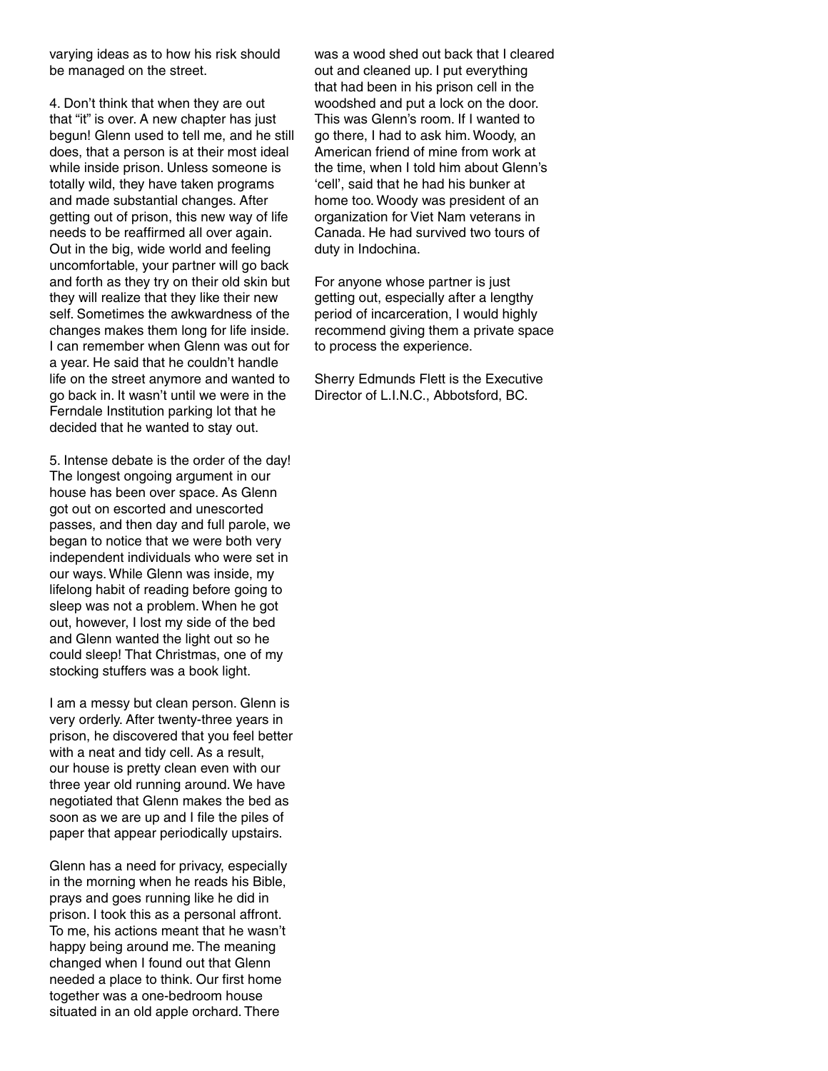varying ideas as to how his risk should be managed on the street.

4. Don't think that when they are out that "it" is over. A new chapter has just begun! Glenn used to tell me, and he still does, that a person is at their most ideal while inside prison. Unless someone is totally wild, they have taken programs and made substantial changes. After getting out of prison, this new way of life needs to be reaffirmed all over again. Out in the big, wide world and feeling uncomfortable, your partner will go back and forth as they try on their old skin but they will realize that they like their new self. Sometimes the awkwardness of the changes makes them long for life inside. I can remember when Glenn was out for a year. He said that he couldn't handle life on the street anymore and wanted to go back in. It wasn't until we were in the Ferndale Institution parking lot that he decided that he wanted to stay out.

5. Intense debate is the order of the day! The longest ongoing argument in our house has been over space. As Glenn got out on escorted and unescorted passes, and then day and full parole, we began to notice that we were both very independent individuals who were set in our ways. While Glenn was inside, my lifelong habit of reading before going to sleep was not a problem. When he got out, however, I lost my side of the bed and Glenn wanted the light out so he could sleep! That Christmas, one of my stocking stuffers was a book light.

I am a messy but clean person. Glenn is very orderly. After twenty-three years in prison, he discovered that you feel better with a neat and tidy cell. As a result, our house is pretty clean even with our three year old running around. We have negotiated that Glenn makes the bed as soon as we are up and I file the piles of paper that appear periodically upstairs.

Glenn has a need for privacy, especially in the morning when he reads his Bible, prays and goes running like he did in prison. I took this as a personal affront. To me, his actions meant that he wasn't happy being around me. The meaning changed when I found out that Glenn needed a place to think. Our first home together was a one-bedroom house situated in an old apple orchard. There was a wood shed out back that I cleared out and cleaned up. I put everything that had been in his prison cell in the woodshed and put a lock on the door. This was Glenn's room. If I wanted to go there, I had to ask him. Woody, an American friend of mine from work at the time, when I told him about Glenn's 'cell', said that he had his bunker at home too. Woody was president of an organization for Viet Nam veterans in Canada. He had survived two tours of duty in Indochina.

For anyone whose partner is just getting out, especially after a lengthy period of incarceration, I would highly recommend giving them a private space to process the experience.

Sherry Edmunds Flett is the Executive Director of L.I.N.C., Abbotsford, BC.